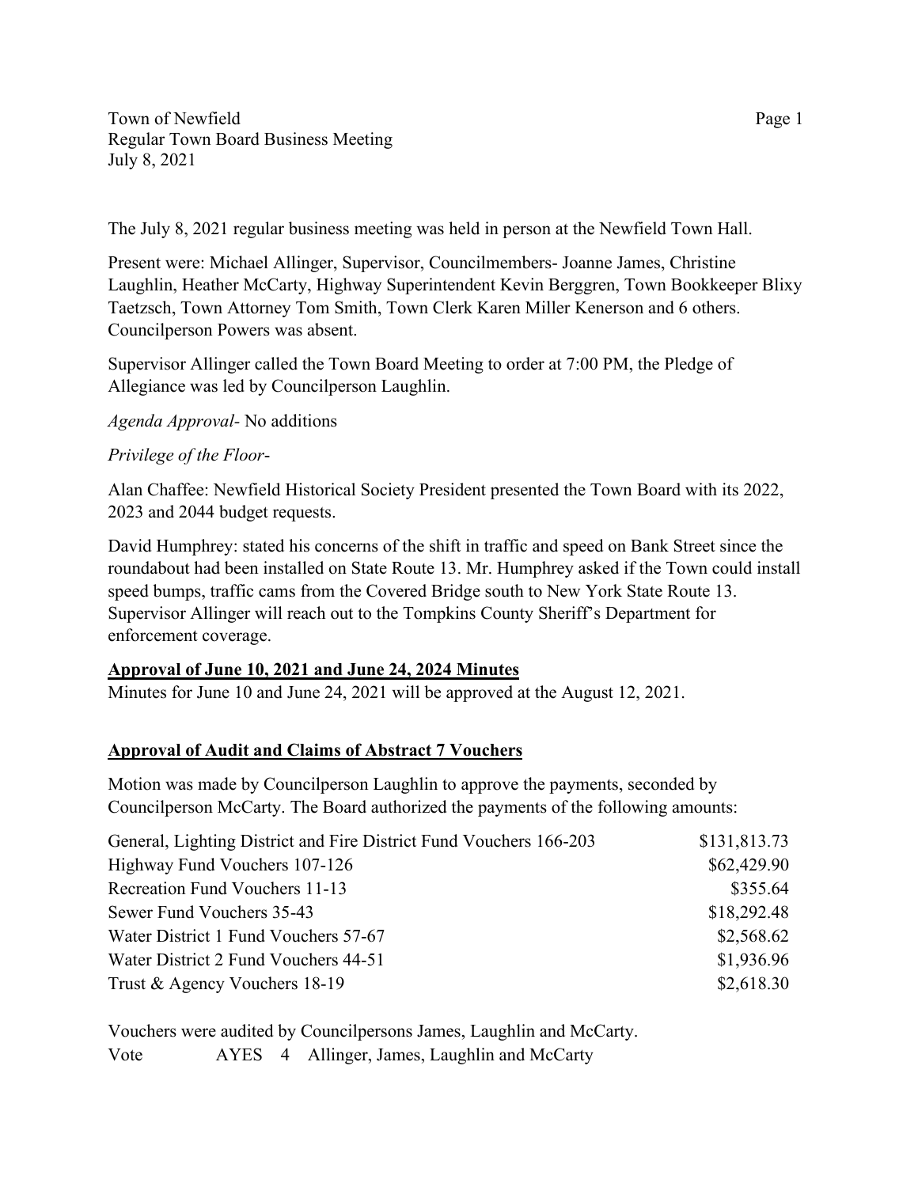Town of Newfield
Regular Town Board Business Meeting
July 8, 2021

The July 8, 2021 regular business meeting was held in person at the Newfield Town Hall.

Present were: Michael Allinger, Supervisor, Councilmembers- Joanne James, Christine Laughlin, Heather McCarty, Highway Superintendent Kevin Berggren, Town Bookkeeper Blixy Taetzsch, Town Attorney Tom Smith, Town Clerk Karen Miller Kenerson and 6 others. Councilperson Powers was absent.

Supervisor Allinger called the Town Board Meeting to order at 7:00 PM, the Pledge of Allegiance was led by Councilperson Laughlin.

*Agenda Approval-* No additions

*Privilege of the Floor-*

Alan Chaffee: Newfield Historical Society President presented the Town Board with its 2022, 2023 and 2044 budget requests.

David Humphrey: stated his concerns of the shift in traffic and speed on Bank Street since the roundabout had been installed on State Route 13. Mr. Humphrey asked if the Town could install speed bumps, traffic cams from the Covered Bridge south to New York State Route 13. Supervisor Allinger will reach out to the Tompkins County Sheriff's Department for enforcement coverage.

**Approval of June 10, 2021 and June 24, 2024 Minutes**

Minutes for June 10 and June 24, 2021 will be approved at the August 12, 2021.

**Approval of Audit and Claims of Abstract 7 Vouchers**

Motion was made by Councilperson Laughlin to approve the payments, seconded by Councilperson McCarty. The Board authorized the payments of the following amounts:

| | |
|---|---:|
| General, Lighting District and Fire District Fund Vouchers 166-203 | $131,813.73 |
| Highway Fund Vouchers 107-126 | $62,429.90 |
| Recreation Fund Vouchers 11-13 | $355.64 |
| Sewer Fund Vouchers 35-43 | $18,292.48 |
| Water District 1 Fund Vouchers 57-67 | $2,568.62 |
| Water District 2 Fund Vouchers 44-51 | $1,936.96 |
| Trust & Agency Vouchers 18-19 | $2,618.30 |

Vouchers were audited by Councilpersons James, Laughlin and McCarty.

Vote AYES 4 Allinger, James, Laughlin and McCarty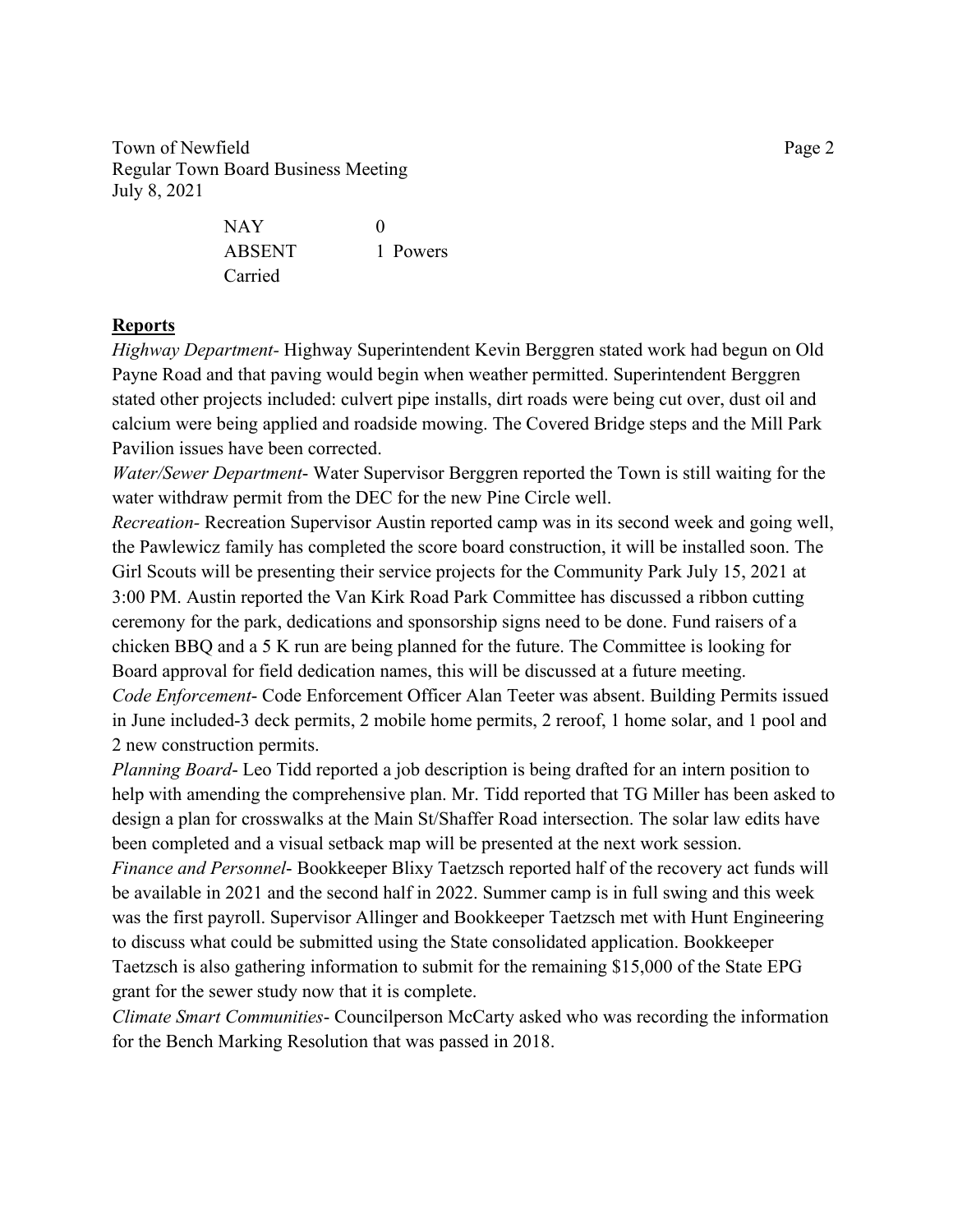NAY 0
ABSENT 1 Powers
Carried

**Reports**

*Highway Department*- Highway Superintendent Kevin Berggren stated work had begun on Old Payne Road and that paving would begin when weather permitted. Superintendent Berggren stated other projects included: culvert pipe installs, dirt roads were being cut over, dust oil and calcium were being applied and roadside mowing. The Covered Bridge steps and the Mill Park Pavilion issues have been corrected.

*Water/Sewer Department*- Water Supervisor Berggren reported the Town is still waiting for the water withdraw permit from the DEC for the new Pine Circle well.

*Recreation*- Recreation Supervisor Austin reported camp was in its second week and going well, the Pawlewicz family has completed the score board construction, it will be installed soon. The Girl Scouts will be presenting their service projects for the Community Park July 15, 2021 at 3:00 PM. Austin reported the Van Kirk Road Park Committee has discussed a ribbon cutting ceremony for the park, dedications and sponsorship signs need to be done. Fund raisers of a chicken BBQ and a 5 K run are being planned for the future. The Committee is looking for Board approval for field dedication names, this will be discussed at a future meeting.

*Code Enforcement*- Code Enforcement Officer Alan Teeter was absent. Building Permits issued in June included-3 deck permits, 2 mobile home permits, 2 reroof, 1 home solar, and 1 pool and 2 new construction permits.

*Planning Board*- Leo Tidd reported a job description is being drafted for an intern position to help with amending the comprehensive plan. Mr. Tidd reported that TG Miller has been asked to design a plan for crosswalks at the Main St/Shaffer Road intersection. The solar law edits have been completed and a visual setback map will be presented at the next work session.

*Finance and Personnel*- Bookkeeper Blixy Taetzsch reported half of the recovery act funds will be available in 2021 and the second half in 2022. Summer camp is in full swing and this week was the first payroll. Supervisor Allinger and Bookkeeper Taetzsch met with Hunt Engineering to discuss what could be submitted using the State consolidated application. Bookkeeper Taetzsch is also gathering information to submit for the remaining $15,000 of the State EPG grant for the sewer study now that it is complete.

*Climate Smart Communities*- Councilperson McCarty asked who was recording the information for the Bench Marking Resolution that was passed in 2018.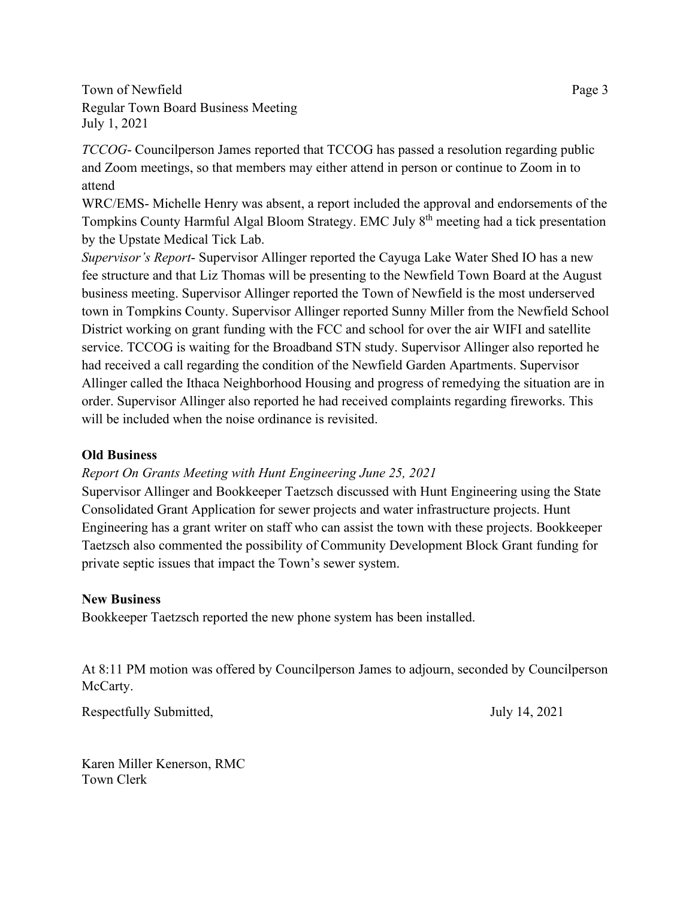*TCCOG*- Councilperson James reported that TCCOG has passed a resolution regarding public and Zoom meetings, so that members may either attend in person or continue to Zoom in to attend

WRC/EMS- Michelle Henry was absent, a report included the approval and endorsements of the Tompkins County Harmful Algal Bloom Strategy. EMC July 8th meeting had a tick presentation by the Upstate Medical Tick Lab.

*Supervisor's Report*- Supervisor Allinger reported the Cayuga Lake Water Shed IO has a new fee structure and that Liz Thomas will be presenting to the Newfield Town Board at the August business meeting. Supervisor Allinger reported the Town of Newfield is the most underserved town in Tompkins County. Supervisor Allinger reported Sunny Miller from the Newfield School District working on grant funding with the FCC and school for over the air WIFI and satellite service. TCCOG is waiting for the Broadband STN study. Supervisor Allinger also reported he had received a call regarding the condition of the Newfield Garden Apartments. Supervisor Allinger called the Ithaca Neighborhood Housing and progress of remedying the situation are in order. Supervisor Allinger also reported he had received complaints regarding fireworks. This will be included when the noise ordinance is revisited.

**Old Business**

*Report On Grants Meeting with Hunt Engineering June 25, 2021*

Supervisor Allinger and Bookkeeper Taetzsch discussed with Hunt Engineering using the State Consolidated Grant Application for sewer projects and water infrastructure projects. Hunt Engineering has a grant writer on staff who can assist the town with these projects. Bookkeeper Taetzsch also commented the possibility of Community Development Block Grant funding for private septic issues that impact the Town's sewer system.

**New Business**

Bookkeeper Taetzsch reported the new phone system has been installed.

At 8:11 PM motion was offered by Councilperson James to adjourn, seconded by Councilperson McCarty.

Respectfully Submitted, July 14, 2021

Karen Miller Kenerson, RMC
Town Clerk